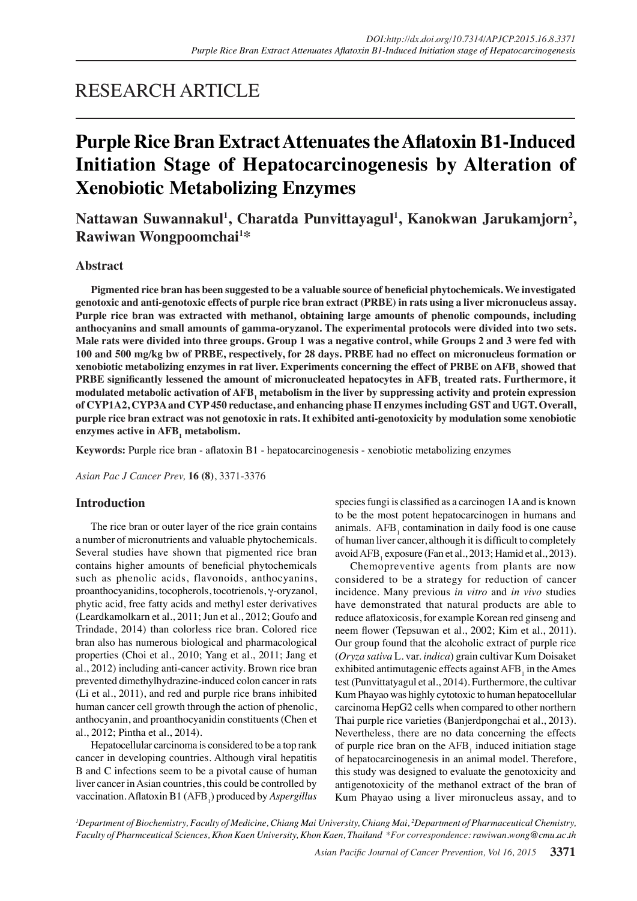RESEARCH ARTICLE

# Purple Rice Bran Extract Attenuates the Aflatoxin B1-Induced Initiation Stage of Hepatocarcinogenesis by Alteration of Xenobiotic Metabolizing Enzymes

**Nattawan Suwannakul[1], Charatda Punvittayagul[1], Kanokwan Jarukamjorn[2], Rawiwan Wongpoomchai[1]***

## Abstract

**Pigmented rice bran has been suggested to be a valuable source of beneficial phytochemicals. We investigated genotoxic and anti-genotoxic effects of purple rice bran extract (PRBE) in rats using a liver micronucleus assay. Purple rice bran was extracted with methanol, obtaining large amounts of phenolic compounds, including anthocyanins and small amounts of gamma-oryzanol. The experimental protocols were divided into two sets. Male rats were divided into three groups. Group 1 was a negative control, while Groups 2 and 3 were fed with 100 and 500 mg/kg bw of PRBE, respectively, for 28 days. PRBE had no effect on micronucleus formation or xenobiotic metabolizing enzymes in rat liver. Experiments concerning the effect of PRBE on $AFB_1$ showed that PRBE significantly lessened the amount of micronucleated hepatocytes in $AFB_1$ treated rats. Furthermore, it modulated metabolic activation of $AFB_1$ metabolism in the liver by suppressing activity and protein expression of CYP1A2, CYP3A and CYP 450 reductase, and enhancing phase II enzymes including GST and UGT. Overall, purple rice bran extract was not genotoxic in rats. It exhibited anti-genotoxicity by modulation some xenobiotic enzymes active in $AFB_1$ metabolism.**

**Keywords:** Purple rice bran - aflatoxin B1 - hepatocarcinogenesis - xenobiotic metabolizing enzymes

*Asian Pac J Cancer Prev,* **16 (8)**, 3371-3376

## Introduction

The rice bran or outer layer of the rice grain contains a number of micronutrients and valuable phytochemicals. Several studies have shown that pigmented rice bran contains higher amounts of beneficial phytochemicals such as phenolic acids, flavonoids, anthocyanins, proanthocyanidins, tocopherols, tocotrienols, γ-oryzanol, phytic acid, free fatty acids and methyl ester derivatives (Leardkamolkarn et al., 2011; Jun et al., 2012; Goufo and Trindade, 2014) than colorless rice bran. Colored rice bran also has numerous biological and pharmacological properties (Choi et al., 2010; Yang et al., 2011; Jang et al., 2012) including anti-cancer activity. Brown rice bran prevented dimethylhydrazine-induced colon cancer in rats (Li et al., 2011), and red and purple rice brans inhibited human cancer cell growth through the action of phenolic, anthocyanin, and proanthocyanidin constituents (Chen et al., 2012; Pintha et al., 2014).

Hepatocellular carcinoma is considered to be a top rank cancer in developing countries. Although viral hepatitis B and C infections seem to be a pivotal cause of human liver cancer in Asian countries, this could be controlled by vaccination. Aflatoxin B1 ($AFB_1$) produced by *Aspergillus* species fungi is classified as a carcinogen 1A and is known to be the most potent hepatocarcinogen in humans and animals. $AFB_1$ contamination in daily food is one cause of human liver cancer, although it is difficult to completely avoid $AFB_1$ exposure (Fan et al., 2013; Hamid et al., 2013).

Chemopreventive agents from plants are now considered to be a strategy for reduction of cancer incidence. Many previous *in vitro* and *in vivo* studies have demonstrated that natural products are able to reduce aflatoxicosis, for example Korean red ginseng and neem flower (Tepsuwan et al., 2002; Kim et al., 2011). Our group found that the alcoholic extract of purple rice (*Oryza sativa* L. var. *indica*) grain cultivar Kum Doisaket exhibited antimutagenic effects against $AFB_1$ in the Ames test (Punvittayagul et al., 2014). Furthermore, the cultivar Kum Phayao was highly cytotoxic to human hepatocellular carcinoma HepG2 cells when compared to other northern Thai purple rice varieties (Banjerdpongchai et al., 2013). Nevertheless, there are no data concerning the effects of purple rice bran on the $AFB_1$ induced initiation stage of hepatocarcinogenesis in an animal model. Therefore, this study was designed to evaluate the genotoxicity and antigenotoxicity of the methanol extract of the bran of Kum Phayao using a liver mironucleus assay, and to

[1]*Department of Biochemistry, Faculty of Medicine, Chiang Mai University, Chiang Mai,* [2]*Department of Pharmaceutical Chemistry, Faculty of Pharmceutical Sciences, Khon Kaen University, Khon Kaen, Thailand \*For correspondence: rawiwan.wong@cmu.ac.th*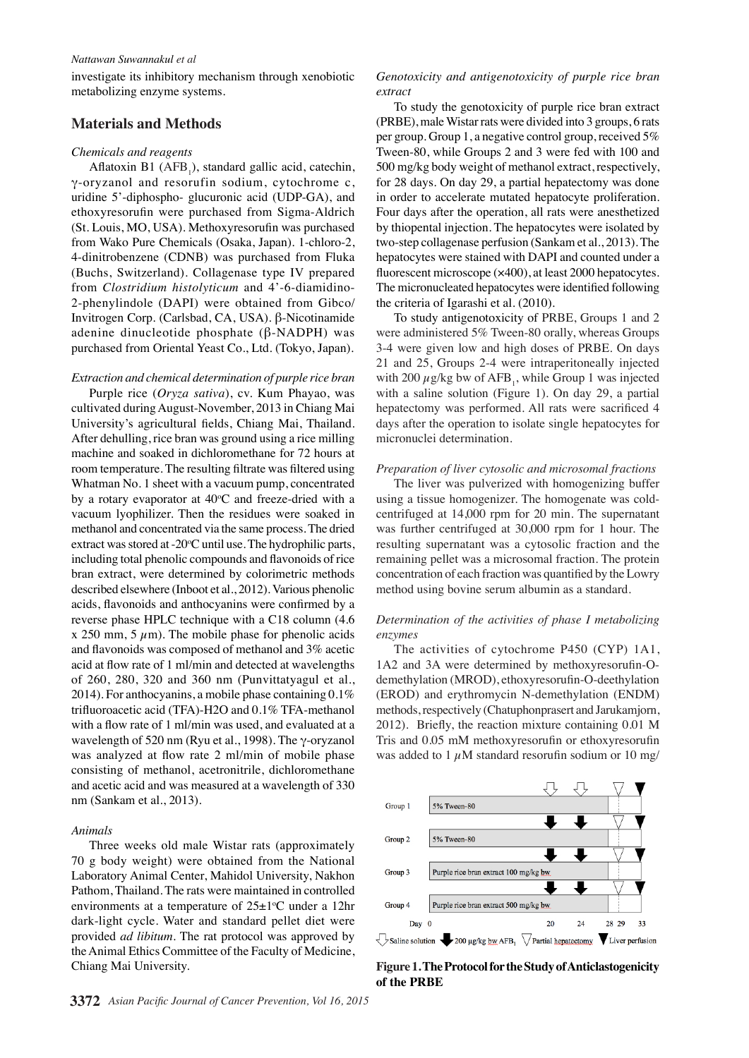investigate its inhibitory mechanism through xenobiotic metabolizing enzyme systems.

## Materials and Methods

### *Chemicals and reagents*

Aflatoxin B1 ($AFB_1$), standard gallic acid, catechin, γ-oryzanol and resorufin sodium, cytochrome c, uridine 5'-diphospho- glucuronic acid (UDP-GA), and ethoxyresorufin were purchased from Sigma-Aldrich (St. Louis, MO, USA). Methoxyresorufin was purchased from Wako Pure Chemicals (Osaka, Japan). 1-chloro-2, 4-dinitrobenzene (CDNB) was purchased from Fluka (Buchs, Switzerland). Collagenase type IV prepared from *Clostridium histolyticum* and 4'-6-diamidino-2-phenylindole (DAPI) were obtained from Gibco/ Invitrogen Corp. (Carlsbad, CA, USA). β-Nicotinamide adenine dinucleotide phosphate (β-NADPH) was purchased from Oriental Yeast Co., Ltd. (Tokyo, Japan).

### *Extraction and chemical determination of purple rice bran*

Purple rice (*Oryza sativa*), cv. Kum Phayao, was cultivated during August-November, 2013 in Chiang Mai University's agricultural fields, Chiang Mai, Thailand. After dehulling, rice bran was ground using a rice milling machine and soaked in dichloromethane for 72 hours at room temperature. The resulting filtrate was filtered using Whatman No. 1 sheet with a vacuum pump, concentrated by a rotary evaporator at 40°C and freeze-dried with a vacuum lyophilizer. Then the residues were soaked in methanol and concentrated via the same process. The dried extract was stored at -20°C until use. The hydrophilic parts, including total phenolic compounds and flavonoids of rice bran extract, were determined by colorimetric methods described elsewhere (Inboot et al., 2012). Various phenolic acids, flavonoids and anthocyanins were confirmed by a reverse phase HPLC technique with a C18 column (4.6 x 250 mm, 5 $\mu$m). The mobile phase for phenolic acids and flavonoids was composed of methanol and 3% acetic acid at flow rate of 1 ml/min and detected at wavelengths of 260, 280, 320 and 360 nm (Punvittayagul et al., 2014). For anthocyanins, a mobile phase containing 0.1% trifluoroacetic acid (TFA)-H2O and 0.1% TFA-methanol with a flow rate of 1 ml/min was used, and evaluated at a wavelength of 520 nm (Ryu et al., 1998). The γ-oryzanol was analyzed at flow rate 2 ml/min of mobile phase consisting of methanol, acetronitrile, dichloromethane and acetic acid and was measured at a wavelength of 330 nm (Sankam et al., 2013).

### *Animals*

Three weeks old male Wistar rats (approximately 70 g body weight) were obtained from the National Laboratory Animal Center, Mahidol University, Nakhon Pathom, Thailand. The rats were maintained in controlled environments at a temperature of 25±1°C under a 12hr dark-light cycle. Water and standard pellet diet were provided *ad libitum*. The rat protocol was approved by the Animal Ethics Committee of the Faculty of Medicine, Chiang Mai University.

### *Genotoxicity and antigenotoxicity of purple rice bran extract*

To study the genotoxicity of purple rice bran extract (PRBE), male Wistar rats were divided into 3 groups, 6 rats per group. Group 1, a negative control group, received 5% Tween-80, while Groups 2 and 3 were fed with 100 and 500 mg/kg body weight of methanol extract, respectively, for 28 days. On day 29, a partial hepatectomy was done in order to accelerate mutated hepatocyte proliferation. Four days after the operation, all rats were anesthetized by thiopental injection. The hepatocytes were isolated by two-step collagenase perfusion (Sankam et al., 2013). The hepatocytes were stained with DAPI and counted under a fluorescent microscope (×400), at least 2000 hepatocytes. The micronucleated hepatocytes were identified following the criteria of Igarashi et al. (2010).

To study antigenotoxicity of PRBE, Groups 1 and 2 were administered 5% Tween-80 orally, whereas Groups 3-4 were given low and high doses of PRBE. On days 21 and 25, Groups 2-4 were intraperitoneally injected with 200 $\mu$g/kg bw of $AFB_1$, while Group 1 was injected with a saline solution (Figure 1). On day 29, a partial hepatectomy was performed. All rats were sacrificed 4 days after the operation to isolate single hepatocytes for micronuclei determination.

### *Preparation of liver cytosolic and microsomal fractions*

The liver was pulverized with homogenizing buffer using a tissue homogenizer. The homogenate was cold-centrifuged at 14,000 rpm for 20 min. The supernatant was further centrifuged at 30,000 rpm for 1 hour. The resulting supernatant was a cytosolic fraction and the remaining pellet was a microsomal fraction. The protein concentration of each fraction was quantified by the Lowry method using bovine serum albumin as a standard.

### *Determination of the activities of phase I metabolizing enzymes*

The activities of cytochrome P450 (CYP) 1A1, 1A2 and 3A were determined by methoxyresorufin-O-demethylation (MROD), ethoxyresorufin-O-deethylation (EROD) and erythromycin N-demethylation (ENDM) methods, respectively (Chatuphonprasert and Jarukamjorn, 2012). Briefly, the reaction mixture containing 0.01 M Tris and 0.05 mM methoxyresorufin or ethoxyresorufin was added to 1 $\mu$M standard resorufin sodium or 10 mg/

**Figure 1. The Protocol for the Study of Anticlastogenicity of the PRBE**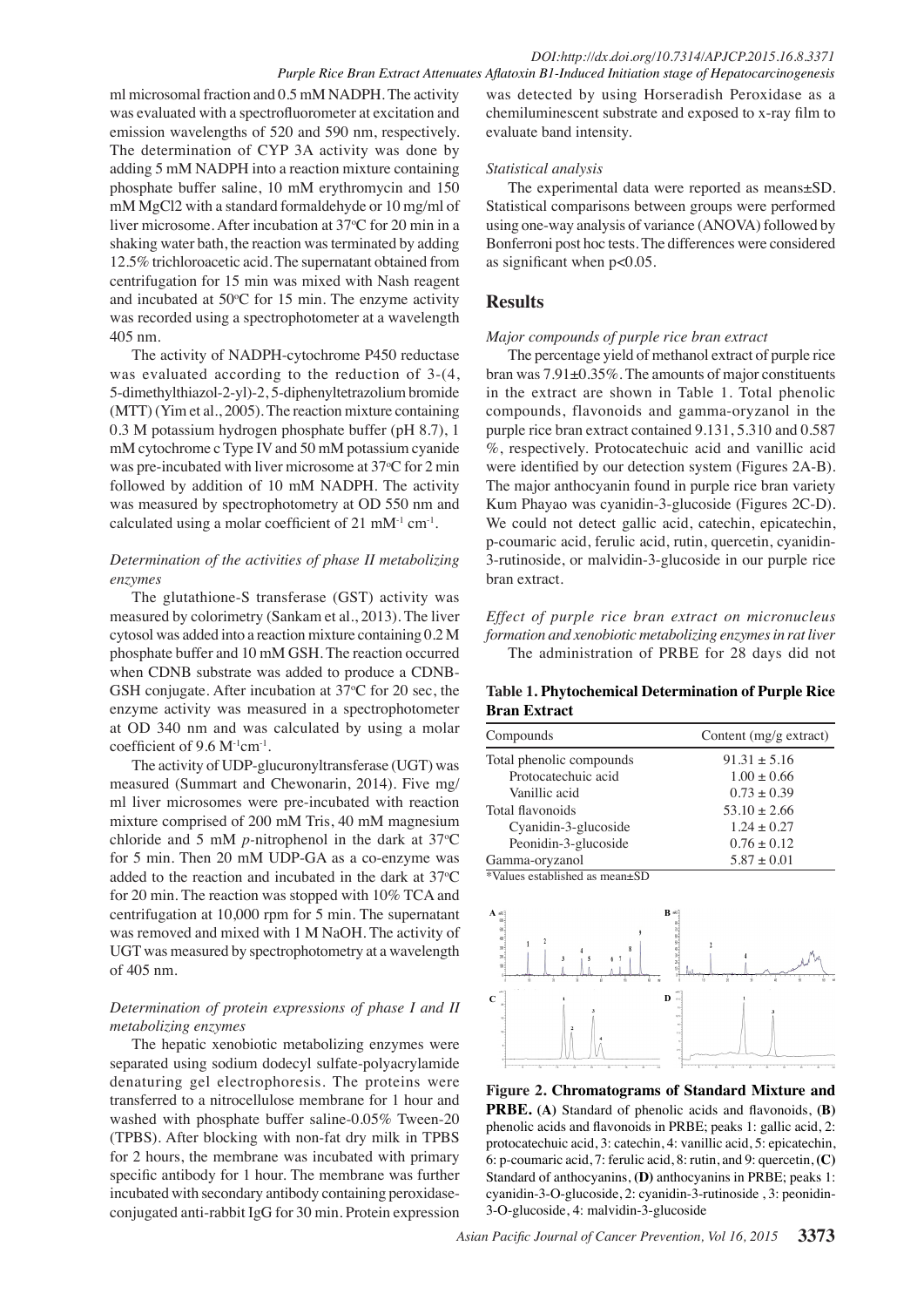ml microsomal fraction and 0.5 mM NADPH. The activity was evaluated with a spectrofluorometer at excitation and emission wavelengths of 520 and 590 nm, respectively. The determination of CYP 3A activity was done by adding 5 mM NADPH into a reaction mixture containing phosphate buffer saline, 10 mM erythromycin and 150 mM MgCl2 with a standard formaldehyde or 10 mg/ml of liver microsome. After incubation at 37°C for 20 min in a shaking water bath, the reaction was terminated by adding 12.5% trichloroacetic acid. The supernatant obtained from centrifugation for 15 min was mixed with Nash reagent and incubated at 50°C for 15 min. The enzyme activity was recorded using a spectrophotometer at a wavelength 405 nm.

The activity of NADPH-cytochrome P450 reductase was evaluated according to the reduction of 3-(4, 5-dimethylthiazol-2-yl)-2, 5-diphenyltetrazolium bromide (MTT) (Yim et al., 2005). The reaction mixture containing 0.3 M potassium hydrogen phosphate buffer (pH 8.7), 1 mM cytochrome c Type IV and 50 mM potassium cyanide was pre-incubated with liver microsome at 37°C for 2 min followed by addition of 10 mM NADPH. The activity was measured by spectrophotometry at OD 550 nm and calculated using a molar coefficient of 21 $mM^{-1}$ $cm^{-1}$.

*Determination of the activities of phase II metabolizing enzymes*

The glutathione-S transferase (GST) activity was measured by colorimetry (Sankam et al., 2013). The liver cytosol was added into a reaction mixture containing 0.2 M phosphate buffer and 10 mM GSH. The reaction occurred when CDNB substrate was added to produce a CDNB-GSH conjugate. After incubation at 37°C for 20 sec, the enzyme activity was measured in a spectrophotometer at OD 340 nm and was calculated by using a molar coefficient of 9.6 $M^{-1}cm^{-1}$.

The activity of UDP-glucuronyltransferase (UGT) was measured (Summart and Chewonarin, 2014). Five mg/ml liver microsomes were pre-incubated with reaction mixture comprised of 200 mM Tris, 40 mM magnesium chloride and 5 mM *p*-nitrophenol in the dark at 37°C for 5 min. Then 20 mM UDP-GA as a co-enzyme was added to the reaction and incubated in the dark at 37°C for 20 min. The reaction was stopped with 10% TCA and centrifugation at 10,000 rpm for 5 min. The supernatant was removed and mixed with 1 M NaOH. The activity of UGT was measured by spectrophotometry at a wavelength of 405 nm.

*Determination of protein expressions of phase I and II metabolizing enzymes*

The hepatic xenobiotic metabolizing enzymes were separated using sodium dodecyl sulfate-polyacrylamide denaturing gel electrophoresis. The proteins were transferred to a nitrocellulose membrane for 1 hour and washed with phosphate buffer saline-0.05% Tween-20 (TPBS). After blocking with non-fat dry milk in TPBS for 2 hours, the membrane was incubated with primary specific antibody for 1 hour. The membrane was further incubated with secondary antibody containing peroxidase-conjugated anti-rabbit IgG for 30 min. Protein expression was detected by using Horseradish Peroxidase as a chemiluminescent substrate and exposed to x-ray film to evaluate band intensity.

*Statistical analysis*

The experimental data were reported as means±SD. Statistical comparisons between groups were performed using one-way analysis of variance (ANOVA) followed by Bonferroni post hoc tests. The differences were considered as significant when $p<0.05$.

## Results

*Major compounds of purple rice bran extract*

The percentage yield of methanol extract of purple rice bran was 7.91±0.35%. The amounts of major constituents in the extract are shown in Table 1. Total phenolic compounds, flavonoids and gamma-oryzanol in the purple rice bran extract contained 9.131, 5.310 and 0.587 %, respectively. Protocatechuic acid and vanillic acid were identified by our detection system (Figures 2A-B). The major anthocyanin found in purple rice bran variety Kum Phayao was cyanidin-3-glucoside (Figures 2C-D). We could not detect gallic acid, catechin, epicatechin, p-coumaric acid, ferulic acid, rutin, quercetin, cyanidin-3-rutinoside, or malvidin-3-glucoside in our purple rice bran extract.

*Effect of purple rice bran extract on micronucleus formation and xenobiotic metabolizing enzymes in rat liver*

The administration of PRBE for 28 days did not

**Table 1. Phytochemical Determination of Purple Rice Bran Extract**

| Compounds | Content (mg/g extract) |
|---|---|
| Total phenolic compounds | 91.31 ± 5.16 |
| Protocatechuic acid | 1.00 ± 0.66 |
| Vanillic acid | 0.73 ± 0.39 |
| Total flavonoids | 53.10 ± 2.66 |
| Cyanidin-3-glucoside | 1.24 ± 0.27 |
| Peonidin-3-glucoside | 0.76 ± 0.12 |
| Gamma-oryzanol | 5.87 ± 0.01 |

*Values established as mean±SD

**Figure 2. Chromatograms of Standard Mixture and PRBE. (A)** Standard of phenolic acids and flavonoids, **(B)** phenolic acids and flavonoids in PRBE; peaks 1: gallic acid, 2: protocatechuic acid, 3: catechin, 4: vanillic acid, 5: epicatechin, 6: p-coumaric acid, 7: ferulic acid, 8: rutin, and 9: quercetin, **(C)** Standard of anthocyanins, **(D)** anthocyanins in PRBE; peaks 1: cyanidin-3-O-glucoside, 2: cyanidin-3-rutinoside , 3: peonidin-3-O-glucoside, 4: malvidin-3-glucoside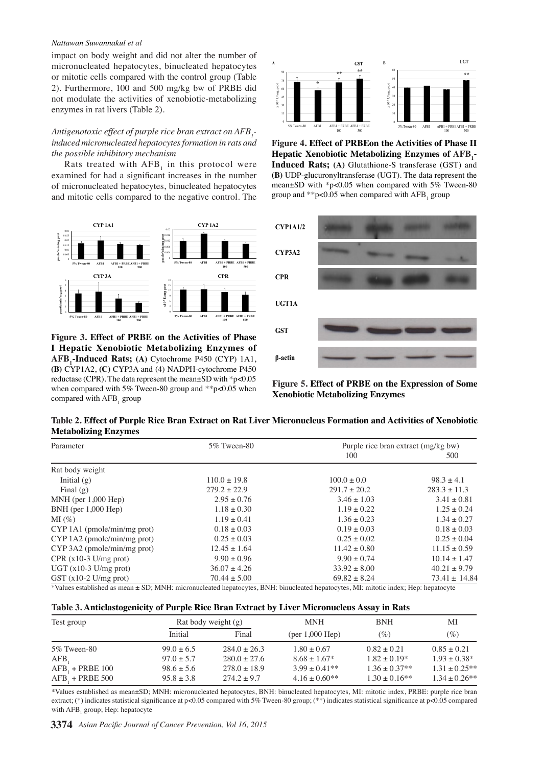impact on body weight and did not alter the number of micronucleated hepatocytes, binucleated hepatocytes or mitotic cells compared with the control group (Table 2). Furthermore, 100 and 500 mg/kg bw of PRBE did not modulate the activities of xenobiotic-metabolizing enzymes in rat livers (Table 2).

*Antigenotoxic effect of purple rice bran extract on $AFB_1$-induced micronucleated hepatocytes formation in rats and the possible inhibitory mechanism*

Rats treated with $AFB_1$ in this protocol were examined for had a significant increases in the number of micronucleated hepatocytes, binucleated hepatocytes and mitotic cells compared to the negative control. The

**Figure 3. Effect of PRBE on the Activities of Phase I Hepatic Xenobiotic Metabolizing Enzymes of $AFB_1$-Induced Rats; (A)** Cytochrome P450 (CYP) 1A1, **(B)** CYP1A2, **(C)** CYP3A and (4) NADPH-cytochrome P450 reductase (CPR). The data represent the mean±SD with *p<0.05 when compared with 5% Tween-80 group and **p<0.05 when compared with $AFB_1$ group

**Figure 4. Effect of PRBEon the Activities of Phase II Hepatic Xenobiotic Metabolizing Enzymes of $AFB_1$-Induced Rats; (A)** Glutathione-S transferase (GST) and **(B)** UDP-glucuronyltransferase (UGT). The data represent the mean±SD with *p<0.05 when compared with 5% Tween-80 group and **p<0.05 when compared with $AFB_1$ group

**Figure 5. Effect of PRBE on the Expression of Some Xenobiotic Metabolizing Enzymes**

**Table 2. Effect of Purple Rice Bran Extract on Rat Liver Micronucleus Formation and Activities of Xenobiotic Metabolizing Enzymes**

| Parameter | 5% Tween-80 | Purple rice bran extract (mg/kg bw) | |
|---|---|---|---|
| | | 100 | 500 |
| Rat body weight | | | |
| Initial (g) | 110.0 ± 19.8 | 100.0 ± 0.0 | 98.3 ± 4.1 |
| Final (g) | 279.2 ± 22.9 | 291.7 ± 20.2 | 283.3 ± 11.3 |
| MNH (per 1,000 Hep) | 2.95 ± 0.76 | 3.46 ± 1.03 | 3.41 ± 0.81 |
| BNH (per 1,000 Hep) | 1.18 ± 0.30 | 1.19 ± 0.22 | 1.25 ± 0.24 |
| MI (%) | 1.19 ± 0.41 | 1.36 ± 0.23 | 1.34 ± 0.27 |
| CYP 1A1 (pmole/min/mg prot) | 0.18 ± 0.03 | 0.19 ± 0.03 | 0.18 ± 0.03 |
| CYP 1A2 (pmole/min/mg prot) | 0.25 ± 0.03 | 0.25 ± 0.02 | 0.25 ± 0.04 |
| CYP 3A2 (pmole/min/mg prot) | 12.45 ± 1.64 | 11.42 ± 0.80 | 11.15 ± 0.59 |
| CPR (x10-3 U/mg prot) | 9.90 ± 0.96 | 9.90 ± 0.74 | 10.14 ± 1.47 |
| UGT (x10-3 U/mg prot) | 36.07 ± 4.26 | 33.92 ± 8.00 | 40.21 ± 9.79 |
| GST (x10-2 U/mg prot) | 70.44 ± 5.00 | 69.82 ± 8.24 | 73.41 ± 14.84 |

*Values established as mean ± SD; MNH: micronucleated hepatocytes, BNH: binucleated hepatocytes, MI: mitotic index; Hep: hepatocyte

**Table 3. Anticlastogenicity of Purple Rice Bran Extract by Liver Micronucleus Assay in Rats**

| Test group | Rat body weight (g) | | MNH | BNH | MI |
|---|---|---|---|---|---|
| | Initial | Final | (per 1,000 Hep) | (%) | (%) |
| 5% Tween-80 | 99.0 ± 6.5 | 284.0 ± 26.3 | 1.80 ± 0.67 | 0.82 ± 0.21 | 0.85 ± 0.21 |
| $AFB_1$ | 97.0 ± 5.7 | 280.0 ± 27.6 | 8.68 ± 1.67* | 1.82 ± 0.19* | 1.93 ± 0.38* |
| $AFB_1$ + PRBE 100 | 98.6 ± 5.6 | 278.0 ± 18.9 | 3.99 ± 0.41** | 1.36 ± 0.37** | 1.31 ± 0.25** |
| $AFB_1$ + PRBE 500 | 95.8 ± 3.8 | 274.2 ± 9.7 | 4.16 ± 0.60** | 1.30 ± 0.16** | 1.34 ± 0.26** |

*Values established as mean±SD; MNH: micronucleated hepatocytes, BNH: binucleated hepatocytes, MI: mitotic index, PRBE: purple rice bran extract; (*) indicates statistical significance at p<0.05 compared with 5% Tween-80 group; (**) indicates statistical significance at p<0.05 compared with $AFB_1$ group; Hep: hepatocyte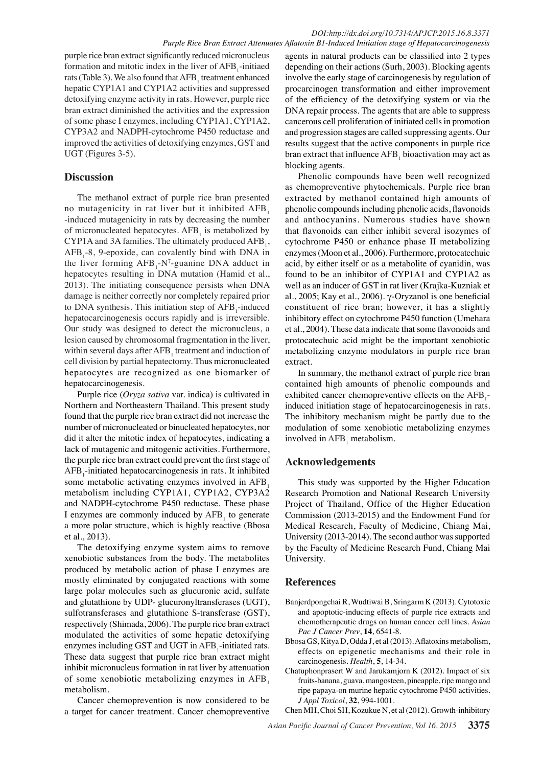purple rice bran extract significantly reduced micronucleus formation and mitotic index in the liver of $AFB_1$-initiaed rats (Table 3). We also found that $AFB_1$ treatment enhanced hepatic CYP1A1 and CYP1A2 activities and suppressed detoxifying enzyme activity in rats. However, purple rice bran extract diminished the activities and the expression of some phase I enzymes, including CYP1A1, CYP1A2, CYP3A2 and NADPH-cytochrome P450 reductase and improved the activities of detoxifying enzymes, GST and UGT (Figures 3-5).

## Discussion

The methanol extract of purple rice bran presented no mutagenicity in rat liver but it inhibited $AFB_1$-induced mutagenicity in rats by decreasing the number of micronucleated hepatocytes. $AFB_1$ is metabolized by CYP1A and 3A families. The ultimately produced $AFB_1$, $AFB_1$-8, 9-epoxide, can covalently bind with DNA in the liver forming $AFB_1$-$N^7$-guanine DNA adduct in hepatocytes resulting in DNA mutation (Hamid et al., 2013). The initiating consequence persists when DNA damage is neither correctly nor completely repaired prior to DNA synthesis. This initiation step of $AFB_1$-induced hepatocarcinogenesis occurs rapidly and is irreversible. Our study was designed to detect the micronucleus, a lesion caused by chromosomal fragmentation in the liver, within several days after $AFB_1$ treatment and induction of cell division by partial hepatectomy. Thus micronucleated hepatocytes are recognized as one biomarker of hepatocarcinogenesis.

Purple rice (*Oryza sativa* var. indica) is cultivated in Northern and Northeastern Thailand. This present study found that the purple rice bran extract did not increase the number of micronucleated or binucleated hepatocytes, nor did it alter the mitotic index of hepatocytes, indicating a lack of mutagenic and mitogenic activities. Furthermore, the purple rice bran extract could prevent the first stage of $AFB_1$-initiated hepatocarcinogenesis in rats. It inhibited some metabolic activating enzymes involved in $AFB_1$ metabolism including CYP1A1, CYP1A2, CYP3A2 and NADPH-cytochrome P450 reductase. These phase I enzymes are commonly induced by $AFB_1$ to generate a more polar structure, which is highly reactive (Bbosa et al., 2013).

The detoxifying enzyme system aims to remove xenobiotic substances from the body. The metabolites produced by metabolic action of phase I enzymes are mostly eliminated by conjugated reactions with some large polar molecules such as glucuronic acid, sulfate and glutathione by UDP- glucuronyltransferases (UGT), sulfotransferases and glutathione S-transferase (GST), respectively (Shimada, 2006). The purple rice bran extract modulated the activities of some hepatic detoxifying enzymes including GST and UGT in $AFB_1$-initiated rats. These data suggest that purple rice bran extract might inhibit micronucleus formation in rat liver by attenuation of some xenobiotic metabolizing enzymes in $AFB_1$ metabolism.

Cancer chemoprevention is now considered to be a target for cancer treatment. Cancer chemopreventive agents in natural products can be classified into 2 types depending on their actions (Surh, 2003). Blocking agents involve the early stage of carcinogenesis by regulation of procarcinogen transformation and either improvement of the efficiency of the detoxifying system or via the DNA repair process. The agents that are able to suppress cancerous cell proliferation of initiated cells in promotion and progression stages are called suppressing agents. Our results suggest that the active components in purple rice bran extract that influence $AFB_1$ bioactivation may act as blocking agents.

Phenolic compounds have been well recognized as chemopreventive phytochemicals. Purple rice bran extracted by methanol contained high amounts of phenolic compounds including phenolic acids, flavonoids and anthocyanins. Numerous studies have shown that flavonoids can either inhibit several isozymes of cytochrome P450 or enhance phase II metabolizing enzymes (Moon et al., 2006). Furthermore, protocatechuic acid, by either itself or as a metabolite of cyanidin, was found to be an inhibitor of CYP1A1 and CYP1A2 as well as an inducer of GST in rat liver (Krajka-Kuzniak et al., 2005; Kay et al., 2006). γ-Oryzanol is one beneficial constituent of rice bran; however, it has a slightly inhibitory effect on cytochrome P450 function (Umehara et al., 2004). These data indicate that some flavonoids and protocatechuic acid might be the important xenobiotic metabolizing enzyme modulators in purple rice bran extract.

In summary, the methanol extract of purple rice bran contained high amounts of phenolic compounds and exhibited cancer chemopreventive effects on the $AFB_1$-induced initiation stage of hepatocarcinogenesis in rats. The inhibitory mechanism might be partly due to the modulation of some xenobiotic metabolizing enzymes involved in $AFB_1$ metabolism.

## Acknowledgements

This study was supported by the Higher Education Research Promotion and National Research University Project of Thailand, Office of the Higher Education Commission (2013-2015) and the Endowment Fund for Medical Research, Faculty of Medicine, Chiang Mai, University (2013-2014). The second author was supported by the Faculty of Medicine Research Fund, Chiang Mai University.

## References

Banjerdpongchai R, Wudtiwai B, Sringarm K (2013). Cytotoxic and apoptotic-inducing effects of purple rice extracts and chemotherapeutic drugs on human cancer cell lines. *Asian Pac J Cancer Prev*, **14**, 6541-8.

Bbosa GS, Kitya D, Odda J, et al (2013). Aflatoxins metabolism, effects on epigenetic mechanisms and their role in carcinogenesis. *Health*, **5**, 14-34.

Chatuphonprasert W and Jarukamjorn K (2012). Impact of six fruits-banana, guava, mangosteen, pineapple, ripe mango and ripe papaya-on murine hepatic cytochrome P450 activities. *J Appl Toxicol*, **32**, 994-1001.

Chen MH, Choi SH, Kozukue N, et al (2012). Growth-inhibitory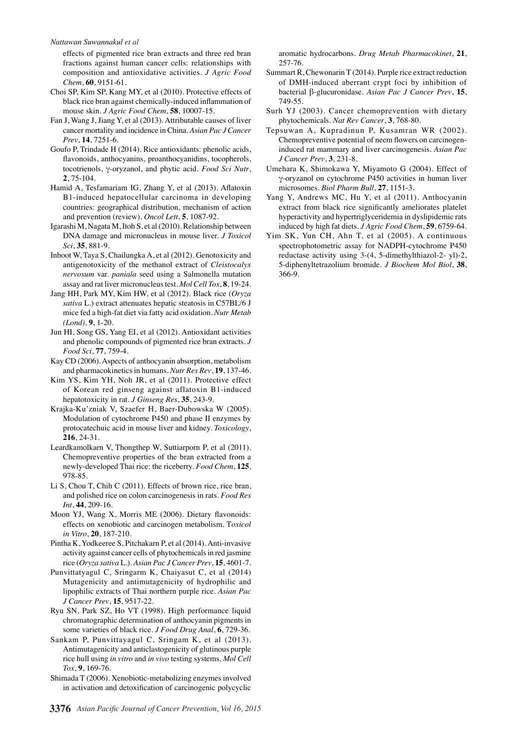effects of pigmented rice bran extracts and three red bran fractions against human cancer cells: relationships with composition and antioxidative activities. *J Agric Food Chem*, **60**, 9151-61.

Choi SP, Kim SP, Kang MY, et al (2010). Protective effects of black rice bran against chemically-induced inflammation of mouse skin. *J Agric Food Chem*, **58**, 10007-15.

Fan J, Wang J, Jiang Y, et al (2013). Attributable causes of liver cancer mortality and incidence in China. *Asian Pac J Cancer Prev*, **14**, 7251-6.

Goufo P, Trindade H (2014). Rice antioxidants: phenolic acids, flavonoids, anthocyanins, proanthocyanidins, tocopherols, tocotrienols, γ-oryzanol, and phytic acid. *Food Sci Nutr*, **2**, 75-104.

Hamid A, Tesfamariam IG, Zhang Y, et al (2013). Aflatoxin B1-induced hepatocellular carcinoma in developing countries: geographical distribution, mechanism of action and prevention (review). *Oncol Lett*, **5**, 1087-92.

Igarashi M, Nagata M, Itoh S, et al (2010). Relationship between DNA damage and micronucleus in mouse liver. *J Toxicol Sci*, **35**, 881-9.

Inboot W, Taya S, Chailungka A, et al (2012). Genotoxicity and antigenotoxicity of the methanol extract of *Cleistocalyx nervosum* var. *paniala* seed using a Salmonella mutation assay and rat liver micronucleus test. *Mol Cell Tox*, **8**, 19-24.

Jang HH, Park MY, Kim HW, et al (2012). Black rice (*Oryza sativa* L.) extract attenuates hepatic steatosis in C57BL/6 J mice fed a high-fat diet via fatty acid oxidation. *Nutr Metab (Lond)*, **9**, 1-20.

Jun HI, Song GS, Yang EI, et al (2012). Antioxidant activities and phenolic compounds of pigmented rice bran extracts. *J Food Sci*, **77**, 759-4.

Kay CD (2006). Aspects of anthocyanin absorption, metabolism and pharmacokinetics in humans. *Nutr Res Rev*, **19**, 137-46.

Kim YS, Kim YH, Noh JR, et al (2011). Protective effect of Korean red ginseng against aflatoxin B1-induced hepatotoxicity in rat. *J Ginseng Res*, **35**, 243-9.

Krajka-Ku'zniak V, Szaefer H, Baer-Dubowska W (2005). Modulation of cytochrome P450 and phase II enzymes by protocatechuic acid in mouse liver and kidney. *Toxicology*, **216**, 24-31.

Leardkamolkarn V, Thongthep W, Suttiarporn P, et al (2011). Chemopreventive properties of the bran extracted from a newly-developed Thai rice: the riceberry. *Food Chem*, **125**, 978-85.

Li S, Chou T, Chih C (2011). Effects of brown rice, rice bran, and polished rice on colon carcinogenesis in rats. *Food Res Int*, **44**, 209-16.

Moon YJ, Wang X, Morris ME (2006). Dietary flavonoids: effects on xenobiotic and carcinogen metabolism. T*oxicol in Vitro*, **20**, 187-210.

Pintha K, Yodkeeree S, Pitchakarn P, et al (2014). Anti-invasive activity against cancer cells of phytochemicals in red jasmine rice (*Oryza sativa* L.). *Asian Pac J Cancer Prev*, **15**, 4601-7.

Punvittayagul C, Sringarm K, Chaiyasut C, et al (2014) Mutagenicity and antimutagenicity of hydrophilic and lipophilic extracts of Thai northern purple rice. *Asian Pac J Cancer Prev*, **15**, 9517-22.

Ryu SN, Park SZ, Ho VT (1998). High performance liquid chromatographic determination of anthocyanin pigments in some varieties of black rice. *J Food Drug Anal*, **6**, 729-36.

Sankam P, Punvittayagul C, Sringam K, et al (2013). Antimutagenicity and anticlastogenicity of glutinous purple rice hull using *in vitro* and *in vivo* testing systems. *Mol Cell Tox*, **9**, 169-76.

Shimada T (2006). Xenobiotic-metabolizing enzymes involved in activation and detoxification of carcinogenic polycyclic aromatic hydrocarbons. *Drug Metab Pharmacokinet*, **21**, 257-76.

Summart R, Chewonarin T (2014). Purple rice extract reduction of DMH-induced aberrant crypt foci by inhibition of bacterial β-glucuronidase. *Asian Pac J Cancer Prev*, **15**, 749-55.

Surh YJ (2003). Cancer chemoprevention with dietary phytochemicals. *Nat Rev Cancer*, **3**, 768-80.

Tepsuwan A, Kupradinun P, Kusamran WR (2002). Chemopreventive potential of neem flowers on carcinogen-induced rat mammary and liver carcinogenesis. *Asian Pac J Cancer Prev*, **3**, 231-8.

Umehara K, Shimokawa Y, Miyamoto G (2004). Effect of γ-oryzanol on cytochrome P450 activities in human liver microsomes. *Biol Pharm Bull*, **27**, 1151-3.

Yang Y, Andrews MC, Hu Y, et al (2011). Anthocyanin extract from black rice significantly ameliorates platelet hyperactivity and hypertriglyceridemia in dyslipidemic rats induced by high fat diets. *J Agric Food Chem*, **59**, 6759-64.

Yim SK, Yun CH, Ahn T, et al (2005). A continuous spectrophotometric assay for NADPH-cytochrome P450 reductase activity using 3-(4, 5-dimethylthiazol-2- yl)-2, 5-diphenyltetrazolium bromide. *J Biochem Mol Biol*, **38**, 366-9.